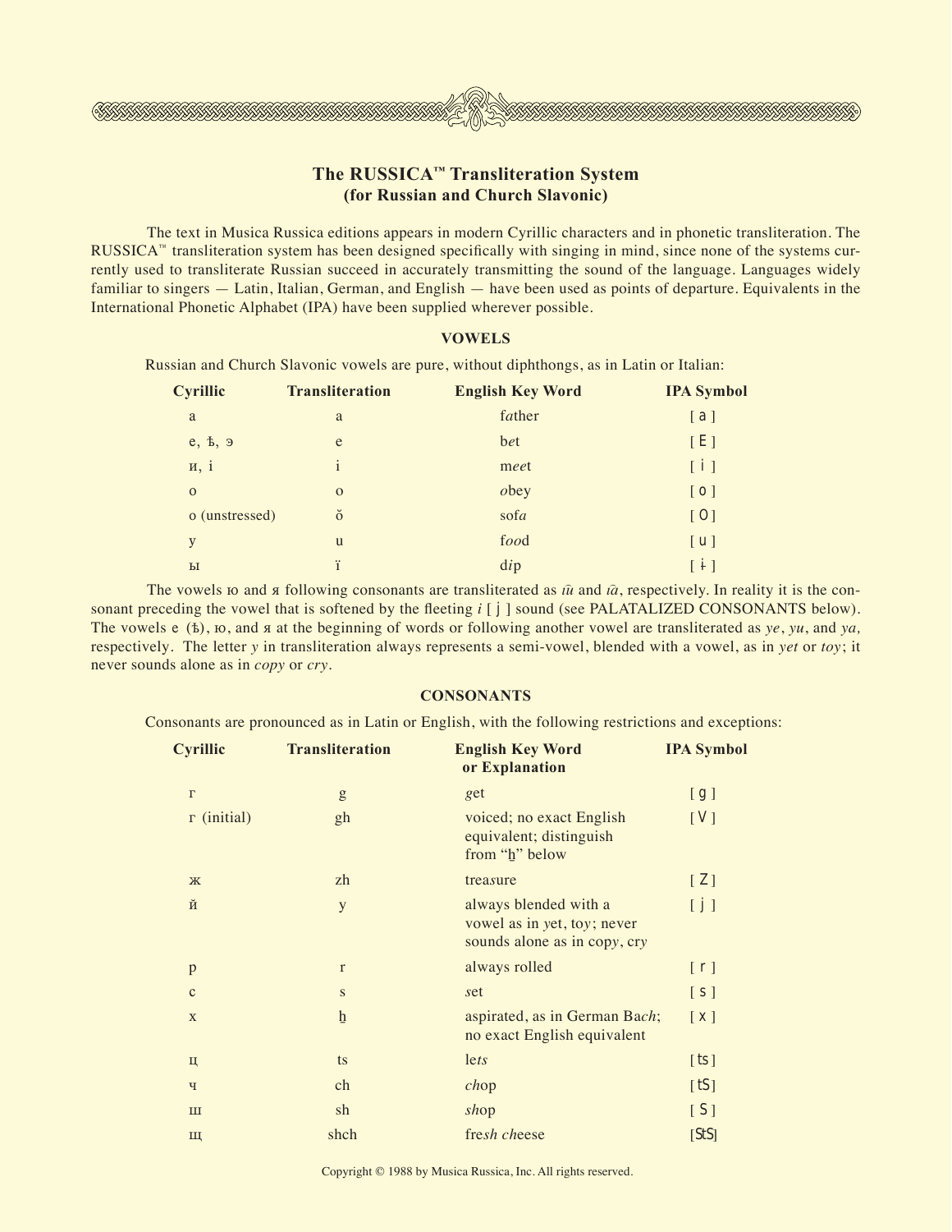# The RUSSICA™ Transliteration System
## (for Russian and Church Slavonic)

The text in Musica Russica editions appears in modern Cyrillic characters and in phonetic transliteration. The RUSSICA™ transliteration system has been designed specifically with singing in mind, since none of the systems currently used to transliterate Russian succeed in accurately transmitting the sound of the language. Languages widely familiar to singers — Latin, Italian, German, and English — have been used as points of departure. Equivalents in the International Phonetic Alphabet (IPA) have been supplied wherever possible.

### VOWELS

Russian and Church Slavonic vowels are pure, without diphthongs, as in Latin or Italian:

| Cyrillic | Transliteration | English Key Word | IPA Symbol |
|---|---|---|---|
| а | a | f*a*ther | [ a ] |
| е, ѣ, э | e | b*e*t | [ E ] |
| и, і | i | m*ee*t | [ i ] |
| о | o | *o*bey | [ o ] |
| о (unstressed) | ŏ | sof*a* | [ O ] |
| у | u | f*oo*d | [ u ] |
| ы | ï | d*i*p | [ ɨ ] |

The vowels ю and я following consonants are transliterated as *i͡u* and *i͡a*, respectively. In reality it is the consonant preceding the vowel that is softened by the fleeting *i* [ j ] sound (see PALATALIZED CONSONANTS below). The vowels е (ѣ), ю, and я at the beginning of words or following another vowel are transliterated as *ye*, *yu*, and *ya,* respectively. The letter *y* in transliteration always represents a semi-vowel, blended with a vowel, as in *yet* or *toy*; it never sounds alone as in *copy* or *cry*.

### CONSONANTS

Consonants are pronounced as in Latin or English, with the following restrictions and exceptions:

| Cyrillic | Transliteration | English Key Word or Explanation | IPA Symbol |
|---|---|---|---|
| г | g | *g*et | [ g ] |
| г (initial) | gh | voiced; no exact English equivalent; distinguish from "h̲" below | [ V ] |
| ж | zh | trea*s*ure | [ Z ] |
| й | y | always blended with a vowel as in *y*et, to*y*; never sounds alone as in cop*y*, cr*y* | [ j ] |
| р | r | always rolled | [ r ] |
| с | s | *s*et | [ s ] |
| х | h̲ | aspirated, as in German Ba*ch*; no exact English equivalent | [ x ] |
| ц | ts | le*ts* | [ts] |
| ч | ch | *ch*op | [tS] |
| ш | sh | *sh*op | [ S ] |
| щ | shch | fre*sh ch*eese | [StS] |

Copyright © 1988 by Musica Russica, Inc. All rights reserved.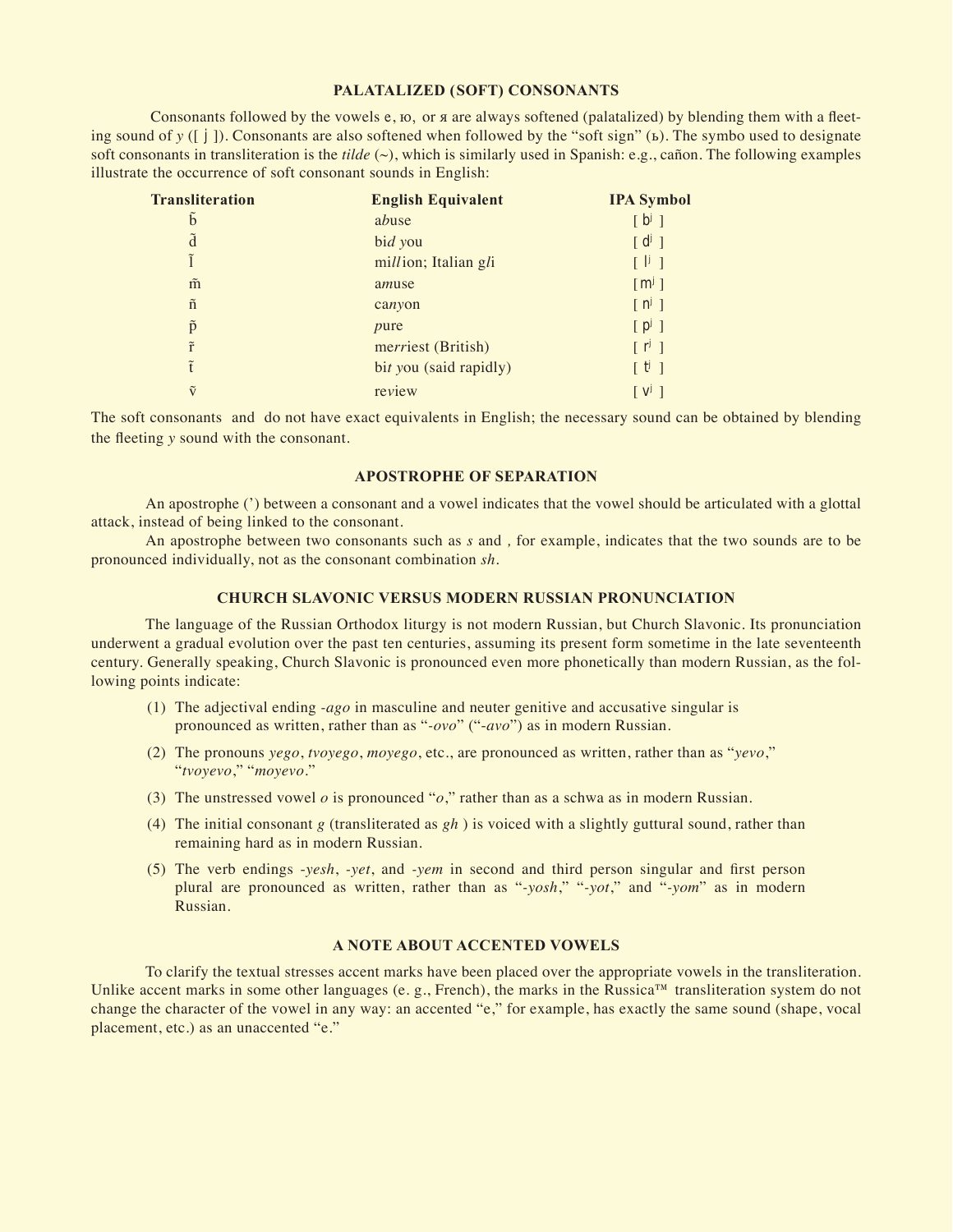## PALATALIZED (SOFT) CONSONANTS

Consonants followed by the vowels е, ю, or я are always softened (palatalized) by blending them with a fleeting sound of *y* ([ j ]). Consonants are also softened when followed by the "soft sign" (ь). The symbo used to designate soft consonants in transliteration is the *tilde* (~), which is similarly used in Spanish: e.g., cañon. The following examples illustrate the occurrence of soft consonant sounds in English:

| Transliteration | English Equivalent | IPA Symbol |
|---|---|---|
| b̃ | a*b*use | [ bʲ ] |
| d̃ | bi*d y*ou | [ dʲ ] |
| l̃ | mi*ll*ion; Italian g*l*i | [ lʲ ] |
| m̃ | a*m*use | [ mʲ ] |
| ñ | ca*ny*on | [ nʲ ] |
| p̃ | *p*ure | [ pʲ ] |
| r̃ | me*rr*iest (British) | [ rʲ ] |
| t̃ | bi*t y*ou (said rapidly) | [ tʲ ] |
| ṽ | re*v*iew | [ vʲ ] |

The soft consonants  and  do not have exact equivalents in English; the necessary sound can be obtained by blending the fleeting *y* sound with the consonant.

## APOSTROPHE OF SEPARATION

An apostrophe (') between a consonant and a vowel indicates that the vowel should be articulated with a glottal attack, instead of being linked to the consonant.

An apostrophe between two consonants such as *s* and *,* for example, indicates that the two sounds are to be pronounced individually, not as the consonant combination *sh*.

## CHURCH SLAVONIC VERSUS MODERN RUSSIAN PRONUNCIATION

The language of the Russian Orthodox liturgy is not modern Russian, but Church Slavonic. Its pronunciation underwent a gradual evolution over the past ten centuries, assuming its present form sometime in the late seventeenth century. Generally speaking, Church Slavonic is pronounced even more phonetically than modern Russian, as the following points indicate:

(1) The adjectival ending *-ago* in masculine and neuter genitive and accusative singular is pronounced as written, rather than as "*-ovo*" ("*-avo*") as in modern Russian.

(2) The pronouns *yego*, *tvoyego*, *moyego*, etc., are pronounced as written, rather than as "*yevo*," "*tvoyevo*," "*moyevo*."

(3) The unstressed vowel *o* is pronounced "*o*," rather than as a schwa as in modern Russian.

(4) The initial consonant *g* (transliterated as *gh* ) is voiced with a slightly guttural sound, rather than remaining hard as in modern Russian.

(5) The verb endings *-yesh*, *-yet*, and *-yem* in second and third person singular and first person plural are pronounced as written, rather than as "*-yosh*," "*-yot*," and "*-yom*" as in modern Russian.

## A NOTE ABOUT ACCENTED VOWELS

To clarify the textual stresses accent marks have been placed over the appropriate vowels in the transliteration. Unlike accent marks in some other languages (e. g., French), the marks in the Russica™ transliteration system do not change the character of the vowel in any way: an accented "e," for example, has exactly the same sound (shape, vocal placement, etc.) as an unaccented "e."